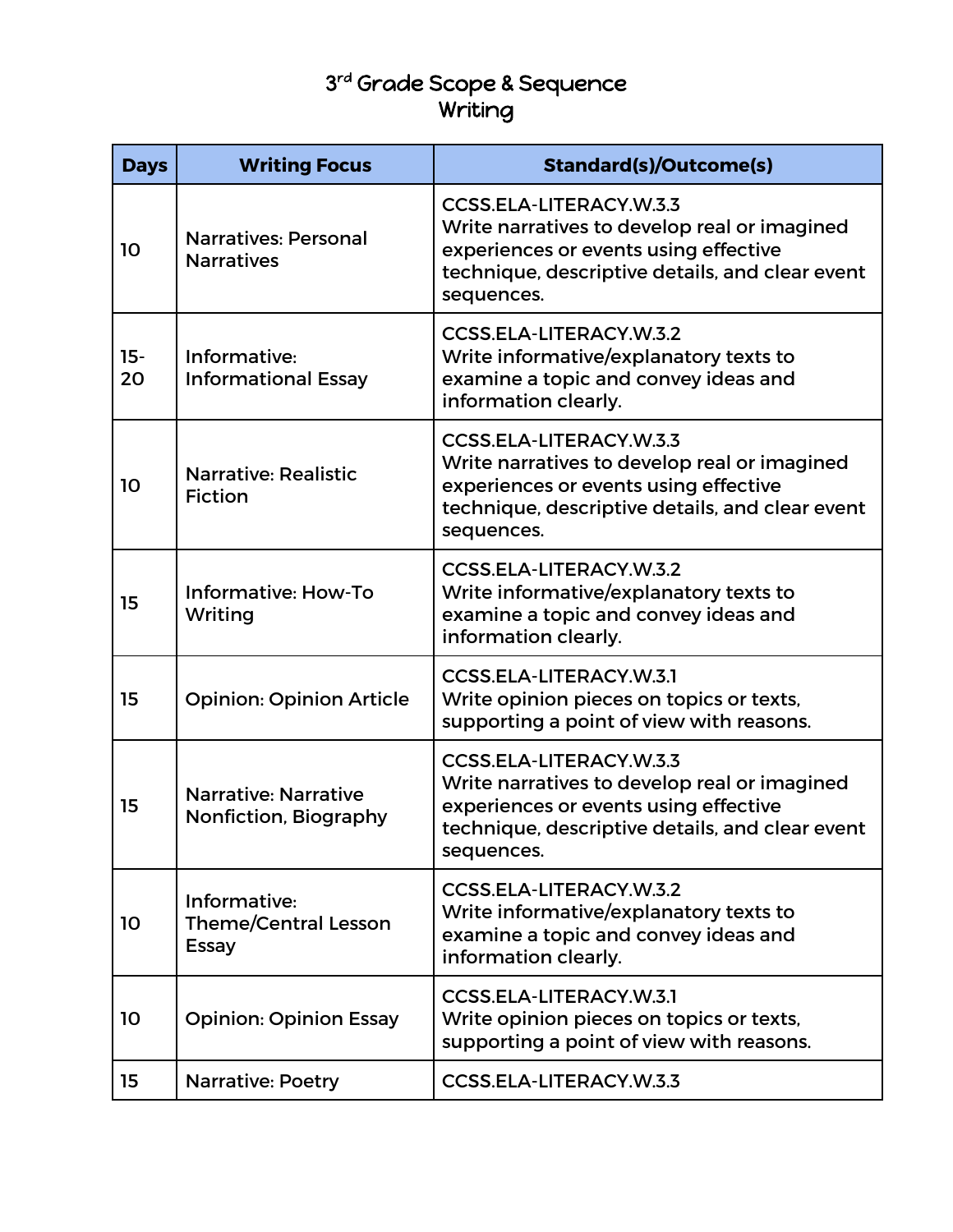# 3rd Grade Scope & Sequence
## Writing

| Days | Writing Focus | Standard(s)/Outcome(s) |
|---|---|---|
| 10 | Narratives: Personal Narratives | CCSS.ELA-LITERACY.W.3.3 Write narratives to develop real or imagined experiences or events using effective technique, descriptive details, and clear event sequences. |
| 15-20 | Informative: Informational Essay | CCSS.ELA-LITERACY.W.3.2 Write informative/explanatory texts to examine a topic and convey ideas and information clearly. |
| 10 | Narrative: Realistic Fiction | CCSS.ELA-LITERACY.W.3.3 Write narratives to develop real or imagined experiences or events using effective technique, descriptive details, and clear event sequences. |
| 15 | Informative: How-To Writing | CCSS.ELA-LITERACY.W.3.2 Write informative/explanatory texts to examine a topic and convey ideas and information clearly. |
| 15 | Opinion: Opinion Article | CCSS.ELA-LITERACY.W.3.1 Write opinion pieces on topics or texts, supporting a point of view with reasons. |
| 15 | Narrative: Narrative Nonfiction, Biography | CCSS.ELA-LITERACY.W.3.3 Write narratives to develop real or imagined experiences or events using effective technique, descriptive details, and clear event sequences. |
| 10 | Informative: Theme/Central Lesson Essay | CCSS.ELA-LITERACY.W.3.2 Write informative/explanatory texts to examine a topic and convey ideas and information clearly. |
| 10 | Opinion: Opinion Essay | CCSS.ELA-LITERACY.W.3.1 Write opinion pieces on topics or texts, supporting a point of view with reasons. |
| 15 | Narrative: Poetry | CCSS.ELA-LITERACY.W.3.3 |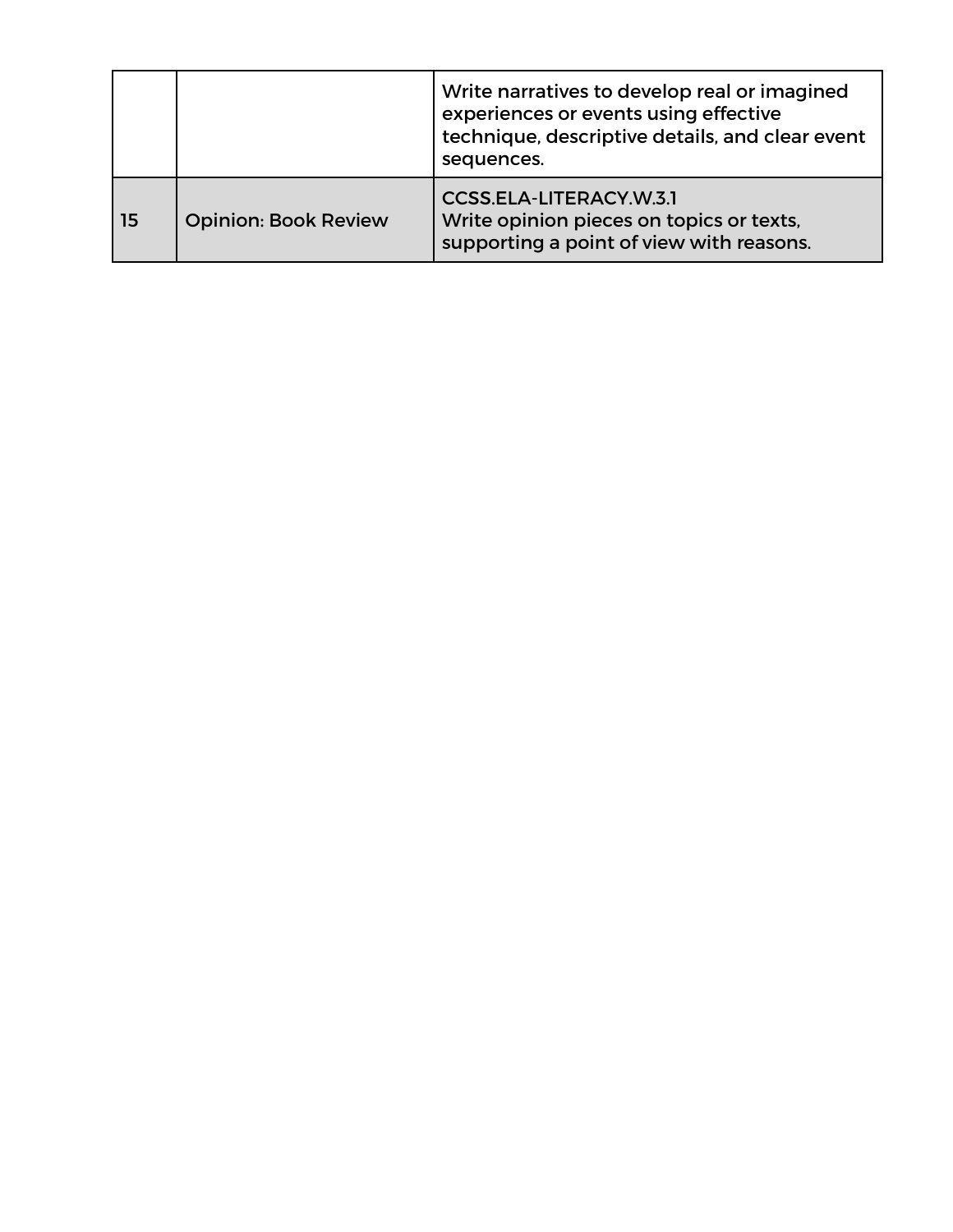| | | |
|---|---|---|
| | | Write narratives to develop real or imagined experiences or events using effective technique, descriptive details, and clear event sequences. |
| 15 | Opinion: Book Review | CCSS.ELA-LITERACY.W.3.1<br>Write opinion pieces on topics or texts, supporting a point of view with reasons. |